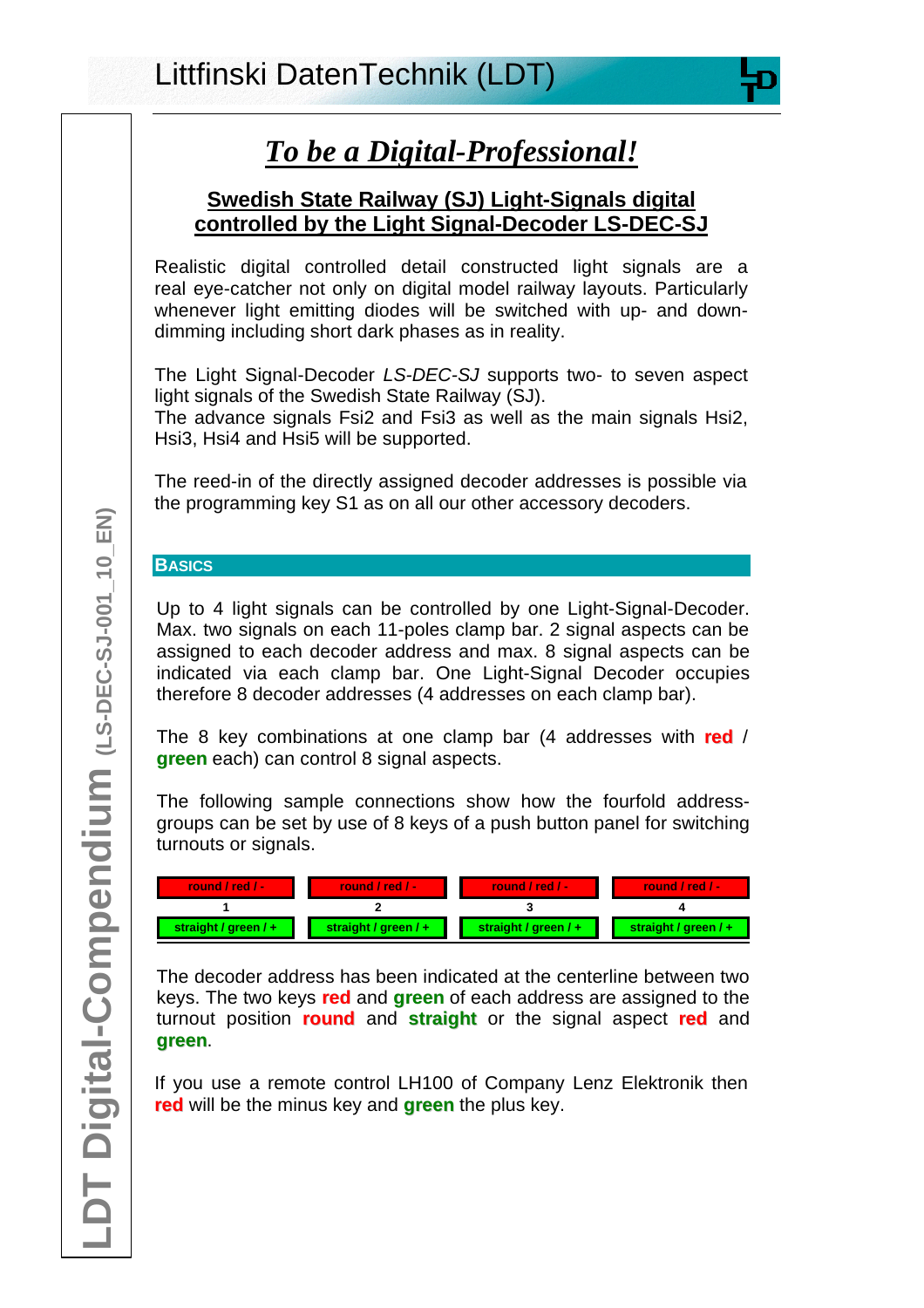# *To be a Digital-Professional!*

## Swedish State Railway (SJ) Light-Signals digital controlled by the Light Signal-Decoder LS-DEC-SJ

Realistic digital controlled detail constructed light signals are a real eye-catcher not only on digital model railway layouts. Particularly whenever light emitting diodes will be switched with up- and down-dimming including short dark phases as in reality.

The Light Signal-Decoder *LS-DEC-SJ* supports two- to seven aspect light signals of the Swedish State Railway (SJ).
The advance signals Fsi2 and Fsi3 as well as the main signals Hsi2, Hsi3, Hsi4 and Hsi5 will be supported.

The reed-in of the directly assigned decoder addresses is possible via the programming key S1 as on all our other accessory decoders.

### BASICS

Up to 4 light signals can be controlled by one Light-Signal-Decoder. Max. two signals on each 11-poles clamp bar. 2 signal aspects can be assigned to each decoder address and max. 8 signal aspects can be indicated via each clamp bar. One Light-Signal Decoder occupies therefore 8 decoder addresses (4 addresses on each clamp bar).

The 8 key combinations at one clamp bar (4 addresses with **red** / **green** each) can control 8 signal aspects.

The following sample connections show how the fourfold address-groups can be set by use of 8 keys of a push button panel for switching turnouts or signals.

| round / red / - | round / red / - | round / red / - | round / red / - |
|---|---|---|---|
| 1 | 2 | 3 | 4 |
| straight / green / + | straight / green / + | straight / green / + | straight / green / + |

The decoder address has been indicated at the centerline between two keys. The two keys **red** and **green** of each address are assigned to the turnout position **round** and **straight** or the signal aspect **red** and **green**.

If you use a remote control LH100 of Company Lenz Elektronik then **red** will be the minus key and **green** the plus key.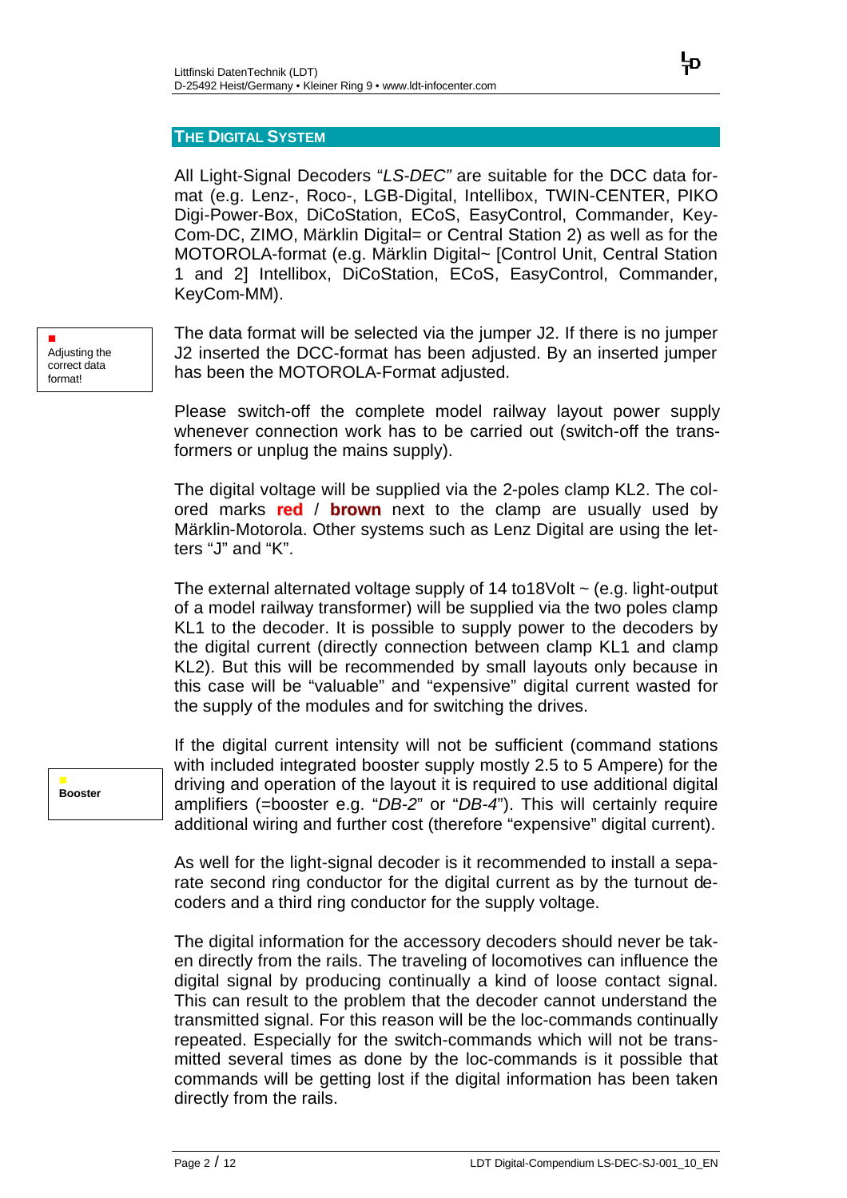## The Digital System

All Light-Signal Decoders "*LS-DEC*" are suitable for the DCC data format (e.g. Lenz-, Roco-, LGB-Digital, Intellibox, TWIN-CENTER, PIKO Digi-Power-Box, DiCoStation, ECoS, EasyControl, Commander, Key-Com-DC, ZIMO, Märklin Digital= or Central Station 2) as well as for the MOTOROLA-format (e.g. Märklin Digital~ [Control Unit, Central Station 1 and 2] Intellibox, DiCoStation, ECoS, EasyControl, Commander, KeyCom-MM).

Adjusting the correct data format!

The data format will be selected via the jumper J2. If there is no jumper J2 inserted the DCC-format has been adjusted. By an inserted jumper has been the MOTOROLA-Format adjusted.

Please switch-off the complete model railway layout power supply whenever connection work has to be carried out (switch-off the transformers or unplug the mains supply).

The digital voltage will be supplied via the 2-poles clamp KL2. The colored marks **red** / **brown** next to the clamp are usually used by Märklin-Motorola. Other systems such as Lenz Digital are using the letters "J" and "K".

The external alternated voltage supply of 14 to18Volt ~ (e.g. light-output of a model railway transformer) will be supplied via the two poles clamp KL1 to the decoder. It is possible to supply power to the decoders by the digital current (directly connection between clamp KL1 and clamp KL2). But this will be recommended by small layouts only because in this case will be "valuable" and "expensive" digital current wasted for the supply of the modules and for switching the drives.

**Booster**

If the digital current intensity will not be sufficient (command stations with included integrated booster supply mostly 2.5 to 5 Ampere) for the driving and operation of the layout it is required to use additional digital amplifiers (=booster e.g. "*DB-2*" or "*DB-4*"). This will certainly require additional wiring and further cost (therefore "expensive" digital current).

As well for the light-signal decoder is it recommended to install a separate second ring conductor for the digital current as by the turnout decoders and a third ring conductor for the supply voltage.

The digital information for the accessory decoders should never be taken directly from the rails. The traveling of locomotives can influence the digital signal by producing continually a kind of loose contact signal. This can result to the problem that the decoder cannot understand the transmitted signal. For this reason will be the loc-commands continually repeated. Especially for the switch-commands which will not be transmitted several times as done by the loc-commands is it possible that commands will be getting lost if the digital information has been taken directly from the rails.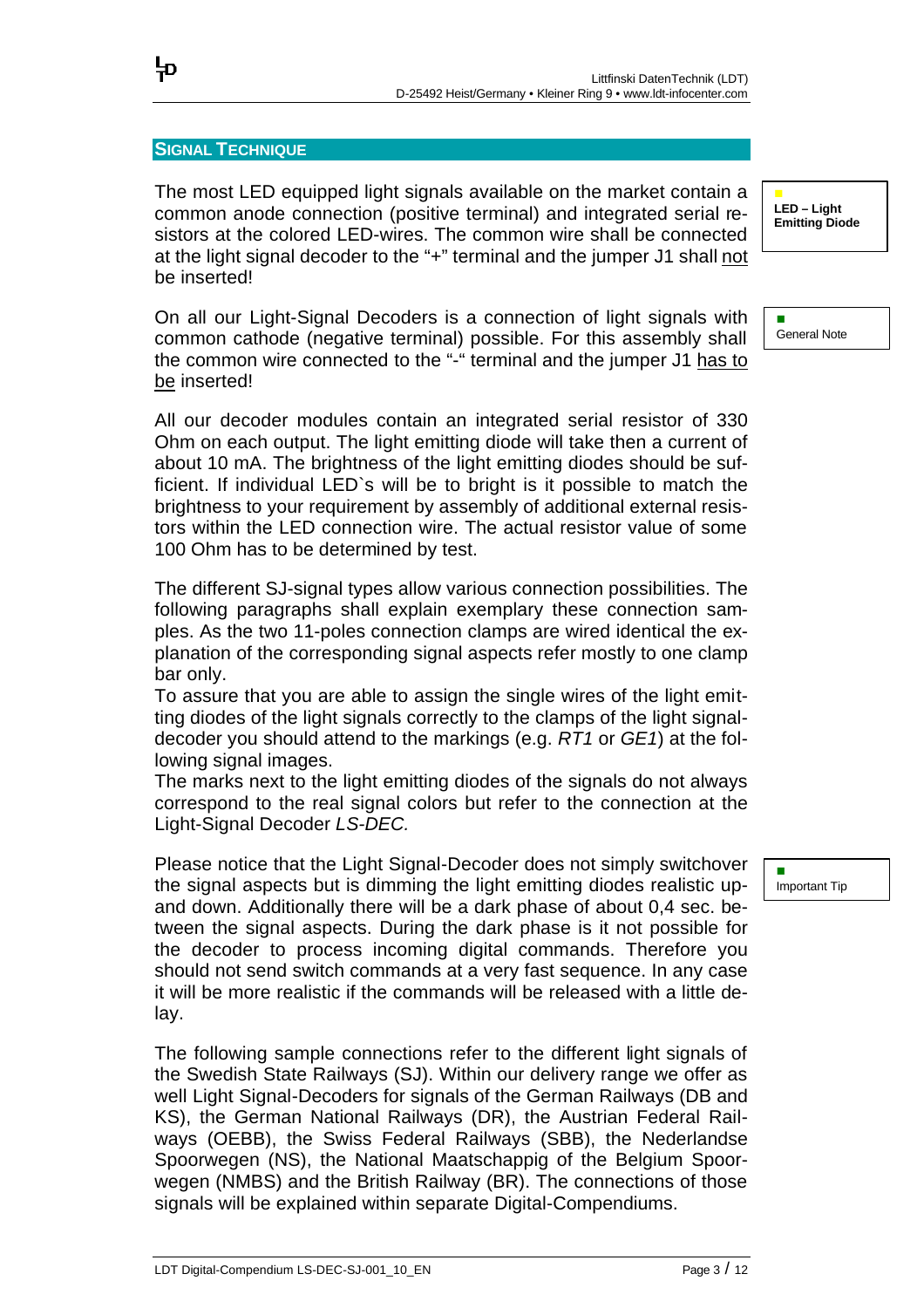## SIGNAL TECHNIQUE

**LED – Light Emitting Diode**

The most LED equipped light signals available on the market contain a common anode connection (positive terminal) and integrated serial resistors at the colored LED-wires. The common wire shall be connected at the light signal decoder to the "+" terminal and the jumper J1 shall not be inserted!

General Note

On all our Light-Signal Decoders is a connection of light signals with common cathode (negative terminal) possible. For this assembly shall the common wire connected to the "-" terminal and the jumper J1 has to be inserted!

All our decoder modules contain an integrated serial resistor of 330 Ohm on each output. The light emitting diode will take then a current of about 10 mA. The brightness of the light emitting diodes should be sufficient. If individual LED`s will be to bright is it possible to match the brightness to your requirement by assembly of additional external resistors within the LED connection wire. The actual resistor value of some 100 Ohm has to be determined by test.

The different SJ-signal types allow various connection possibilities. The following paragraphs shall explain exemplary these connection samples. As the two 11-poles connection clamps are wired identical the explanation of the corresponding signal aspects refer mostly to one clamp bar only.
To assure that you are able to assign the single wires of the light emitting diodes of the light signals correctly to the clamps of the light signal-decoder you should attend to the markings (e.g. *RT1* or *GE1*) at the following signal images.
The marks next to the light emitting diodes of the signals do not always correspond to the real signal colors but refer to the connection at the Light-Signal Decoder *LS-DEC.*

Important Tip

Please notice that the Light Signal-Decoder does not simply switchover the signal aspects but is dimming the light emitting diodes realistic up- and down. Additionally there will be a dark phase of about 0,4 sec. between the signal aspects. During the dark phase is it not possible for the decoder to process incoming digital commands. Therefore you should not send switch commands at a very fast sequence. In any case it will be more realistic if the commands will be released with a little delay.

The following sample connections refer to the different light signals of the Swedish State Railways (SJ). Within our delivery range we offer as well Light Signal-Decoders for signals of the German Railways (DB and KS), the German National Railways (DR), the Austrian Federal Railways (OEBB), the Swiss Federal Railways (SBB), the Nederlandse Spoorwegen (NS), the National Maatschappig of the Belgium Spoorwegen (NMBS) and the British Railway (BR). The connections of those signals will be explained within separate Digital-Compendiums.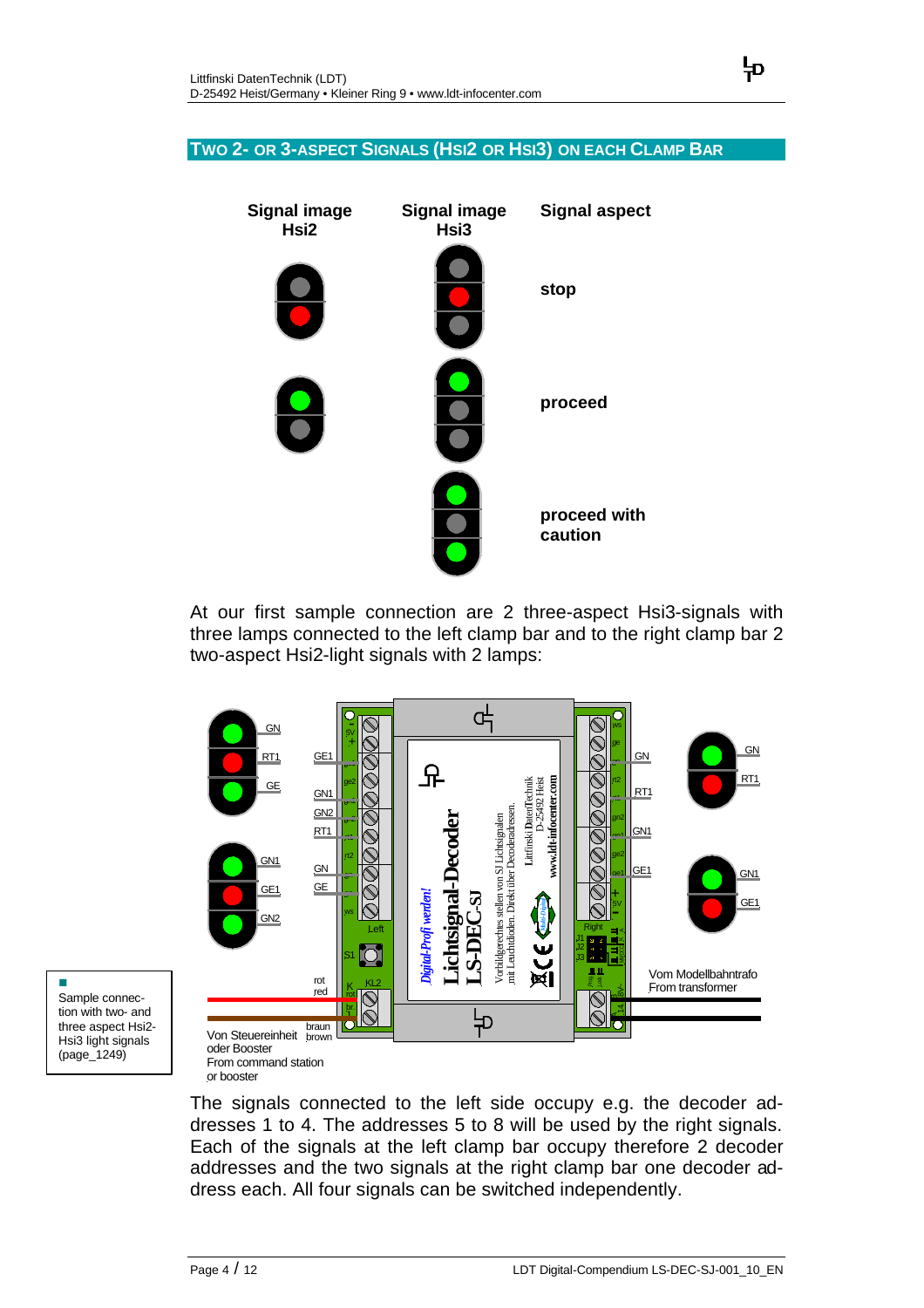## Two 2- or 3-aspect Signals (Hsi2 or Hsi3) on each Clamp Bar

| Signal image Hsi2 | Signal image Hsi3 | Signal aspect |
|---|---|---|
| | | **stop** |
| | | **proceed** |
| | | **proceed with caution** |

At our first sample connection are 2 three-aspect Hsi3-signals with three lamps connected to the left clamp bar and to the right clamp bar 2 two-aspect Hsi2-light signals with 2 lamps:

Sample connection with two- and three aspect Hsi2-Hsi3 light signals (page_1249)

The signals connected to the left side occupy e.g. the decoder addresses 1 to 4. The addresses 5 to 8 will be used by the right signals. Each of the signals at the left clamp bar occupy therefore 2 decoder addresses and the two signals at the right clamp bar one decoder address each. All four signals can be switched independently.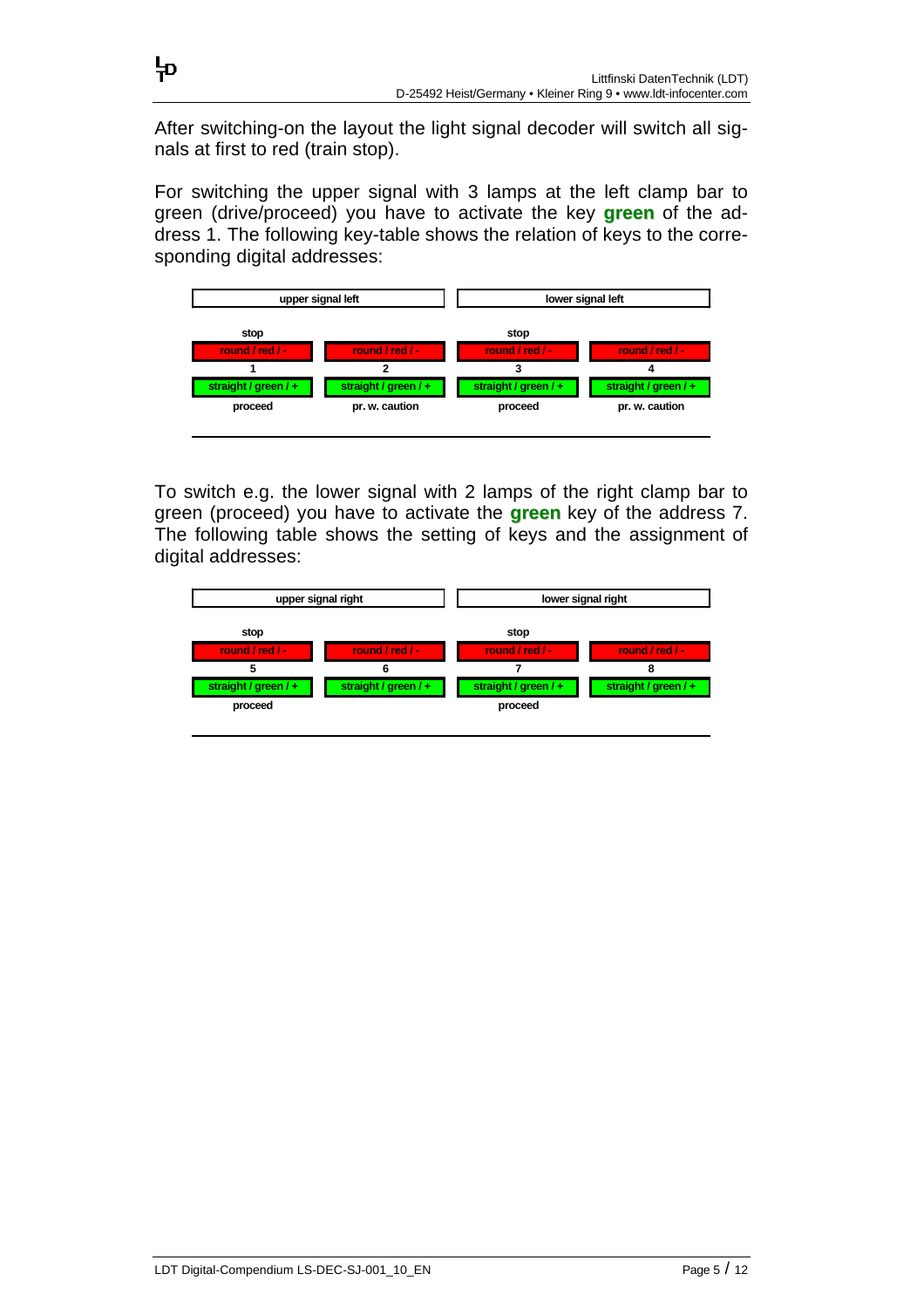After switching-on the layout the light signal decoder will switch all signals at first to red (train stop).

For switching the upper signal with 3 lamps at the left clamp bar to green (drive/proceed) you have to activate the key **green** of the address 1. The following key-table shows the relation of keys to the corresponding digital addresses:

| upper signal left | | lower signal left | |
|---|---|---|---|
| stop | | stop | |
| round / red / - | round / red / - | round / red / - | round / red / - |
| 1 | 2 | 3 | 4 |
| straight / green / + | straight / green / + | straight / green / + | straight / green / + |
| proceed | pr. w. caution | proceed | pr. w. caution |

To switch e.g. the lower signal with 2 lamps of the right clamp bar to green (proceed) you have to activate the **green** key of the address 7. The following table shows the setting of keys and the assignment of digital addresses:

| upper signal right | | lower signal right | |
|---|---|---|---|
| stop | | stop | |
| round / red / - | round / red / - | round / red / - | round / red / - |
| 5 | 6 | 7 | 8 |
| straight / green / + | straight / green / + | straight / green / + | straight / green / + |
| proceed | | proceed | |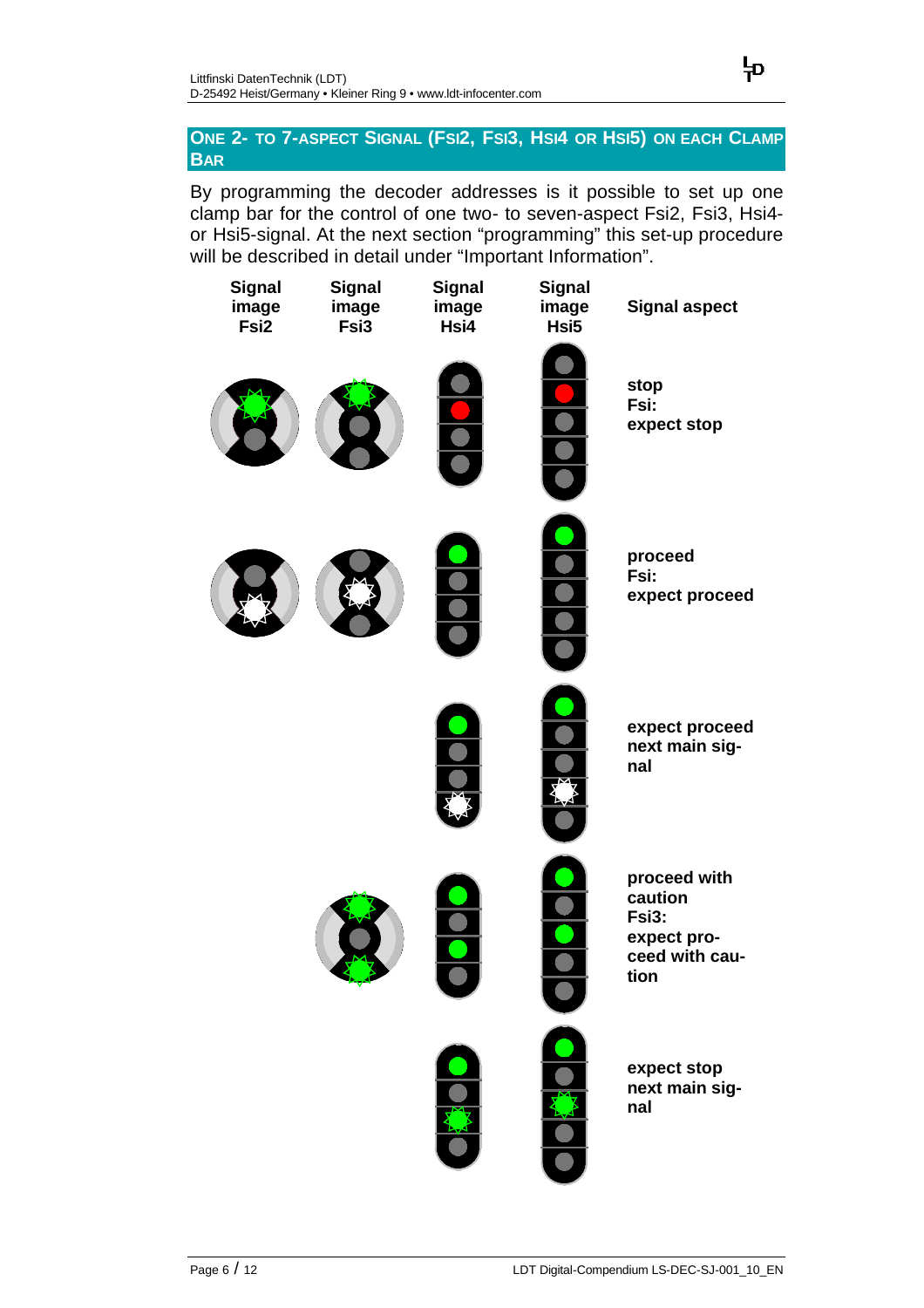## One 2- to 7-aspect Signal (Fsi2, Fsi3, Hsi4 or Hsi5) on each Clamp Bar

By programming the decoder addresses is it possible to set up one clamp bar for the control of one two- to seven-aspect Fsi2, Fsi3, Hsi4- or Hsi5-signal. At the next section "programming" this set-up procedure will be described in detail under "Important Information".

| Signal image Fsi2 | Signal image Fsi3 | Signal image Hsi4 | Signal image Hsi5 | Signal aspect |
|---|---|---|---|---|
| | | | | stop<br>Fsi:<br>expect stop |
| | | | | proceed<br>Fsi:<br>expect proceed |
| | | | | expect proceed next main signal |
| | | | | proceed with caution<br>Fsi3:<br>expect proceed with caution |
| | | | | expect stop next main signal |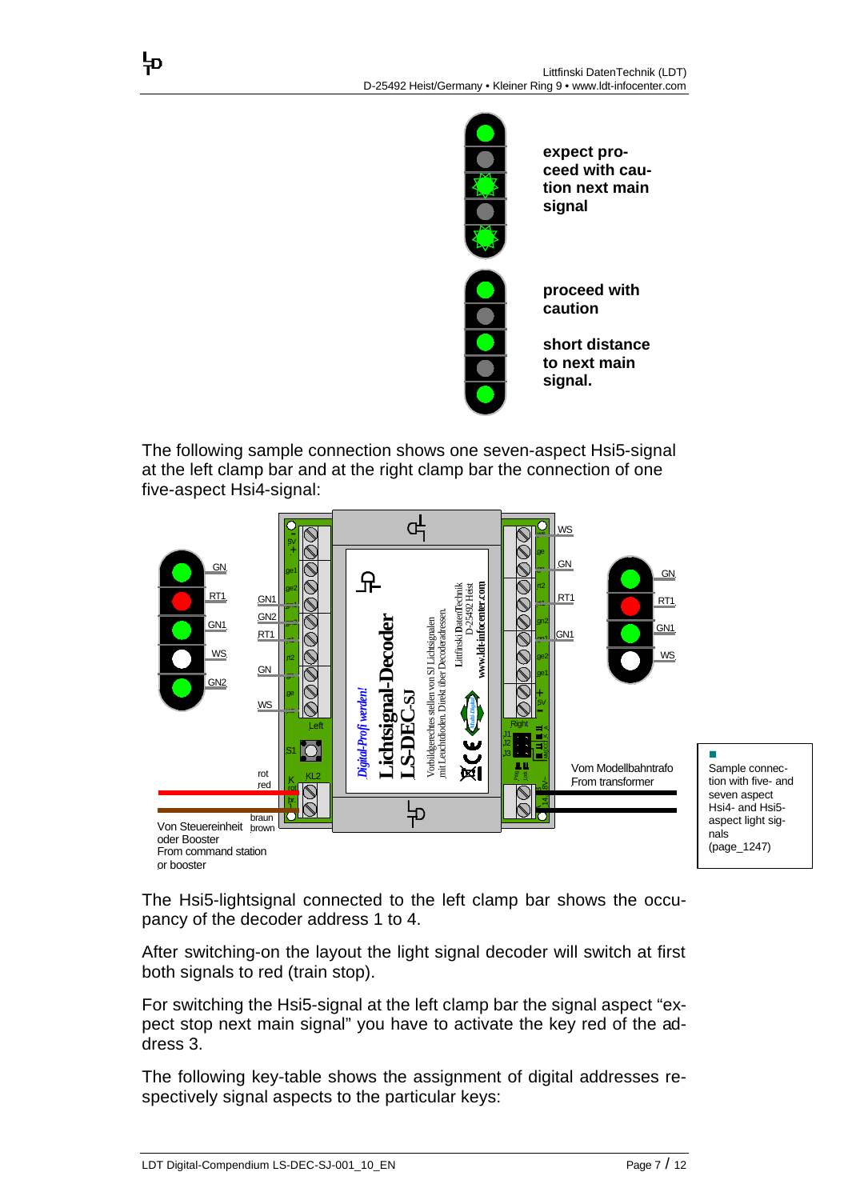**expect proceed with caution next main signal**

**proceed with caution**

**short distance to next main signal.**

The following sample connection shows one seven-aspect Hsi5-signal at the left clamp bar and at the right clamp bar the connection of one five-aspect Hsi4-signal:

Sample connection with five- and seven aspect Hsi4- and Hsi5-aspect light signals (page_1247)

The Hsi5-lightsignal connected to the left clamp bar shows the occupancy of the decoder address 1 to 4.

After switching-on the layout the light signal decoder will switch at first both signals to red (train stop).

For switching the Hsi5-signal at the left clamp bar the signal aspect “expect stop next main signal” you have to activate the key red of the address 3.

The following key-table shows the assignment of digital addresses respectively signal aspects to the particular keys: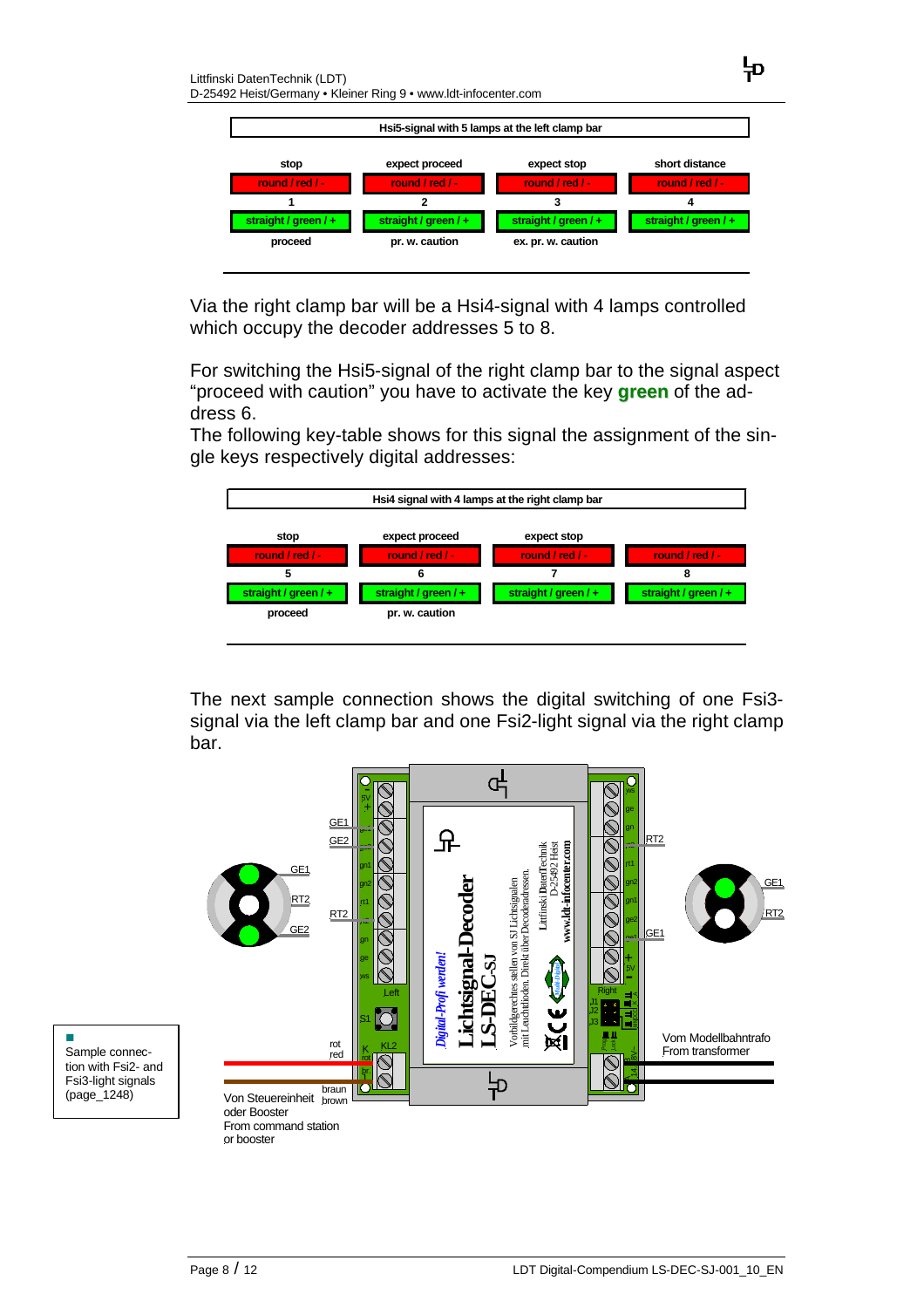| Hsi5-signal with 5 lamps at the left clamp bar | | | |
|---|---|---|---|
| stop | expect proceed | expect stop | short distance |
| round / red / - | round / red / - | round / red / - | round / red / - |
| 1 | 2 | 3 | 4 |
| straight / green / + | straight / green / + | straight / green / + | straight / green / + |
| proceed | pr. w. caution | ex. pr. w. caution | |

Via the right clamp bar will be a Hsi4-signal with 4 lamps controlled which occupy the decoder addresses 5 to 8.

For switching the Hsi5-signal of the right clamp bar to the signal aspect "proceed with caution" you have to activate the key **green** of the address 6.
The following key-table shows for this signal the assignment of the single keys respectively digital addresses:

| Hsi4 signal with 4 lamps at the right clamp bar | | | |
|---|---|---|---|
| stop | expect proceed | expect stop | |
| round / red / - | round / red / - | round / red / - | round / red / - |
| 5 | 6 | 7 | 8 |
| straight / green / + | straight / green / + | straight / green / + | straight / green / + |
| proceed | pr. w. caution | | |

The next sample connection shows the digital switching of one Fsi3-signal via the left clamp bar and one Fsi2-light signal via the right clamp bar.

Sample connection with Fsi2- and Fsi3-light signals (page_1248)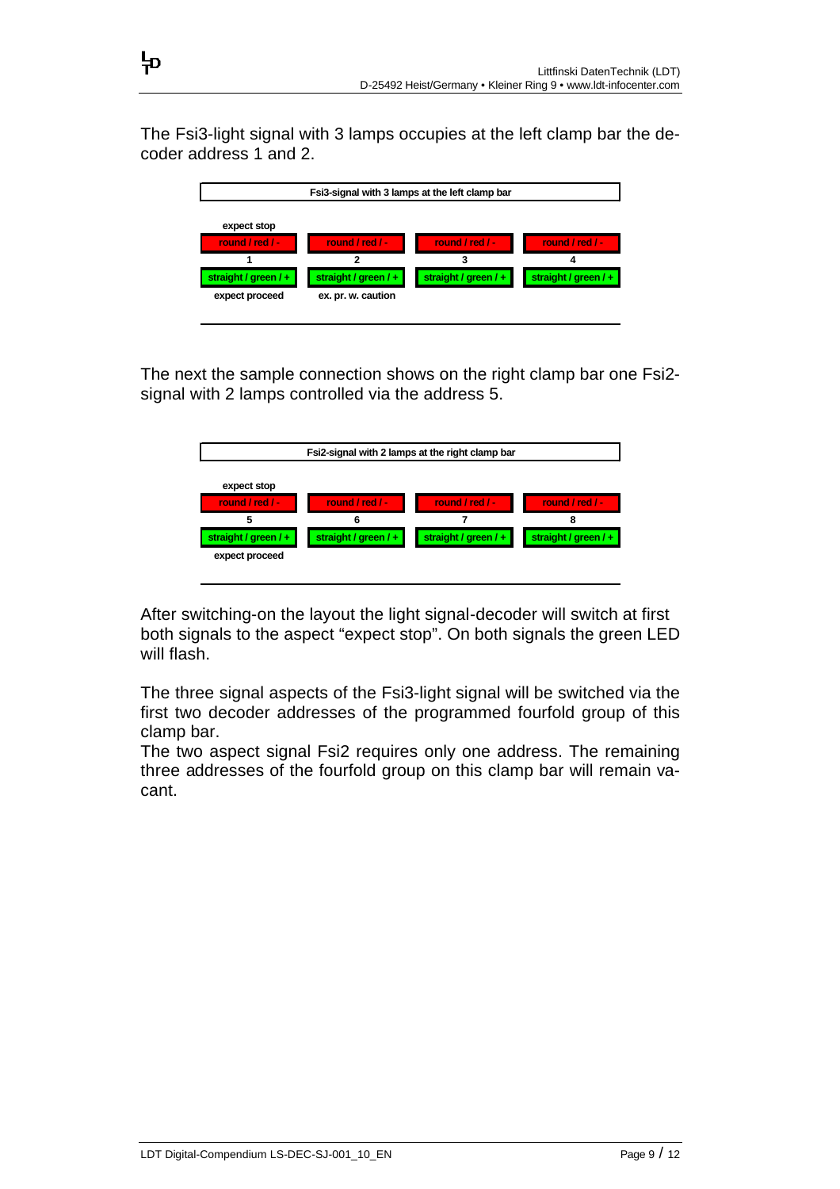The Fsi3-light signal with 3 lamps occupies at the left clamp bar the decoder address 1 and 2.

| Fsi3-signal with 3 lamps at the left clamp bar | | | |
|---|---|---|---|
| expect stop | | | |
| round / red / - | round / red / - | round / red / - | round / red / - |
| 1 | 2 | 3 | 4 |
| straight / green / + | straight / green / + | straight / green / + | straight / green / + |
| expect proceed | ex. pr. w. caution | | |

The next the sample connection shows on the right clamp bar one Fsi2-signal with 2 lamps controlled via the address 5.

| Fsi2-signal with 2 lamps at the right clamp bar | | | |
|---|---|---|---|
| expect stop | | | |
| round / red / - | round / red / - | round / red / - | round / red / - |
| 5 | 6 | 7 | 8 |
| straight / green / + | straight / green / + | straight / green / + | straight / green / + |
| expect proceed | | | |

After switching-on the layout the light signal-decoder will switch at first both signals to the aspect “expect stop”. On both signals the green LED will flash.

The three signal aspects of the Fsi3-light signal will be switched via the first two decoder addresses of the programmed fourfold group of this clamp bar.
The two aspect signal Fsi2 requires only one address. The remaining three addresses of the fourfold group on this clamp bar will remain vacant.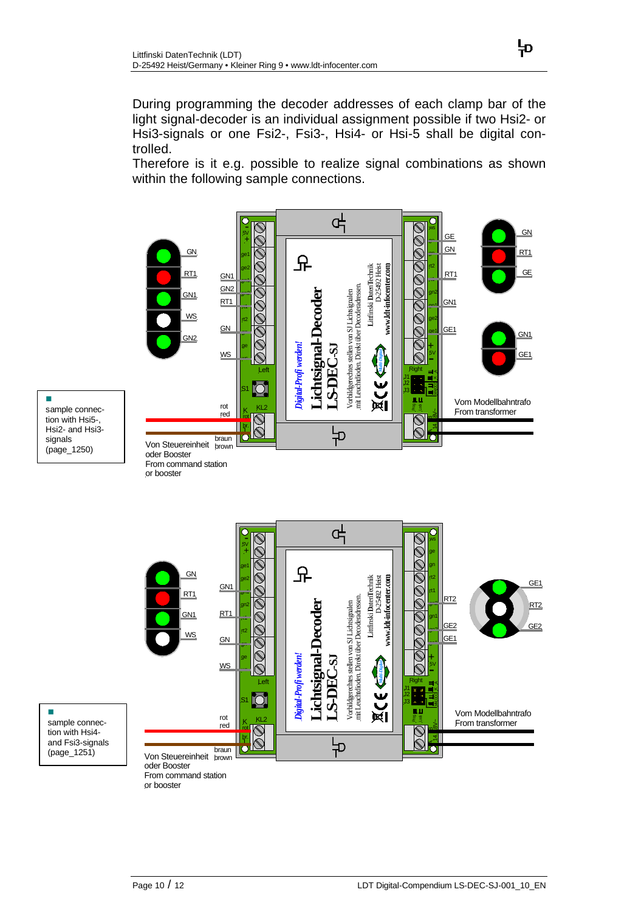During programming the decoder addresses of each clamp bar of the light signal-decoder is an individual assignment possible if two Hsi2- or Hsi3-signals or one Fsi2-, Fsi3-, Hsi4- or Hsi-5 shall be digital controlled.

Therefore is it e.g. possible to realize signal combinations as shown within the following sample connections.

- sample connection with Hsi5-, Hsi2- and Hsi3-signals (page_1250)

- sample connection with Hsi4- and Fsi3-signals (page_1251)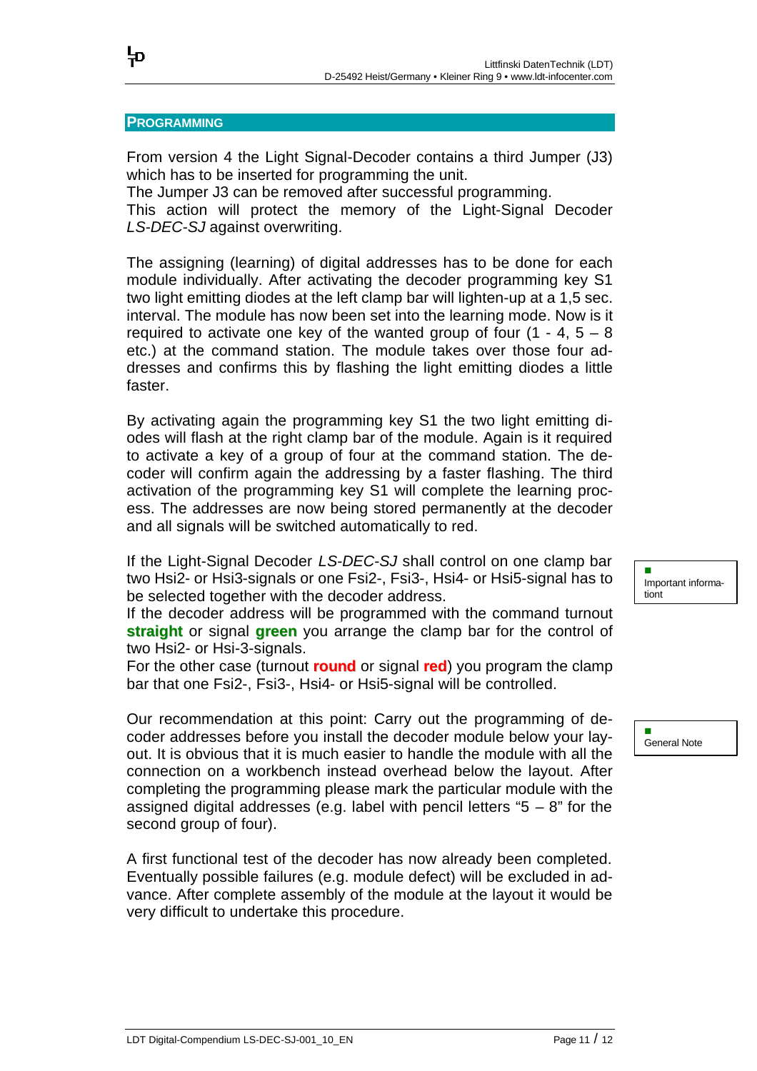## PROGRAMMING

From version 4 the Light Signal-Decoder contains a third Jumper (J3) which has to be inserted for programming the unit.
The Jumper J3 can be removed after successful programming.
This action will protect the memory of the Light-Signal Decoder *LS-DEC-SJ* against overwriting.

The assigning (learning) of digital addresses has to be done for each module individually. After activating the decoder programming key S1 two light emitting diodes at the left clamp bar will lighten-up at a 1,5 sec. interval. The module has now been set into the learning mode. Now is it required to activate one key of the wanted group of four (1 - 4, 5 – 8 etc.) at the command station. The module takes over those four addresses and confirms this by flashing the light emitting diodes a little faster.

By activating again the programming key S1 the two light emitting diodes will flash at the right clamp bar of the module. Again is it required to activate a key of a group of four at the command station. The decoder will confirm again the addressing by a faster flashing. The third activation of the programming key S1 will complete the learning process. The addresses are now being stored permanently at the decoder and all signals will be switched automatically to red.

Important informationt

If the Light-Signal Decoder *LS-DEC-SJ* shall control on one clamp bar two Hsi2- or Hsi3-signals or one Fsi2-, Fsi3-, Hsi4- or Hsi5-signal has to be selected together with the decoder address.
If the decoder address will be programmed with the command turnout **straight** or signal **green** you arrange the clamp bar for the control of two Hsi2- or Hsi-3-signals.
For the other case (turnout **round** or signal **red**) you program the clamp bar that one Fsi2-, Fsi3-, Hsi4- or Hsi5-signal will be controlled.

General Note

Our recommendation at this point: Carry out the programming of decoder addresses before you install the decoder module below your layout. It is obvious that it is much easier to handle the module with all the connection on a workbench instead overhead below the layout. After completing the programming please mark the particular module with the assigned digital addresses (e.g. label with pencil letters "5 – 8" for the second group of four).

A first functional test of the decoder has now already been completed. Eventually possible failures (e.g. module defect) will be excluded in advance. After complete assembly of the module at the layout it would be very difficult to undertake this procedure.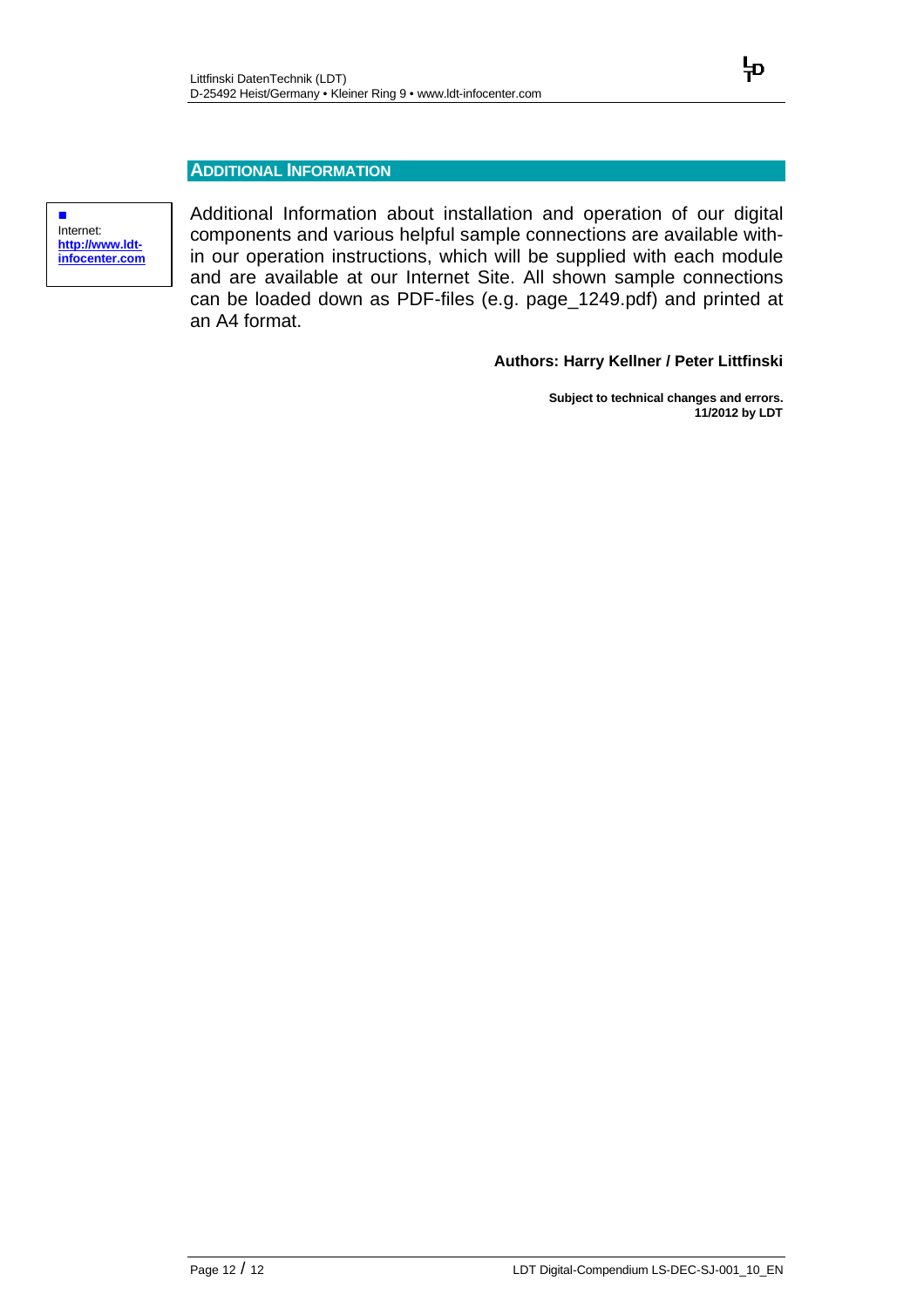## ADDITIONAL INFORMATION

Internet:
**http://www.ldt-infocenter.com**

Additional Information about installation and operation of our digital components and various helpful sample connections are available within our operation instructions, which will be supplied with each module and are available at our Internet Site. All shown sample connections can be loaded down as PDF-files (e.g. page_1249.pdf) and printed at an A4 format.

**Authors: Harry Kellner / Peter Littfinski**

**Subject to technical changes and errors.**
**11/2012 by LDT**